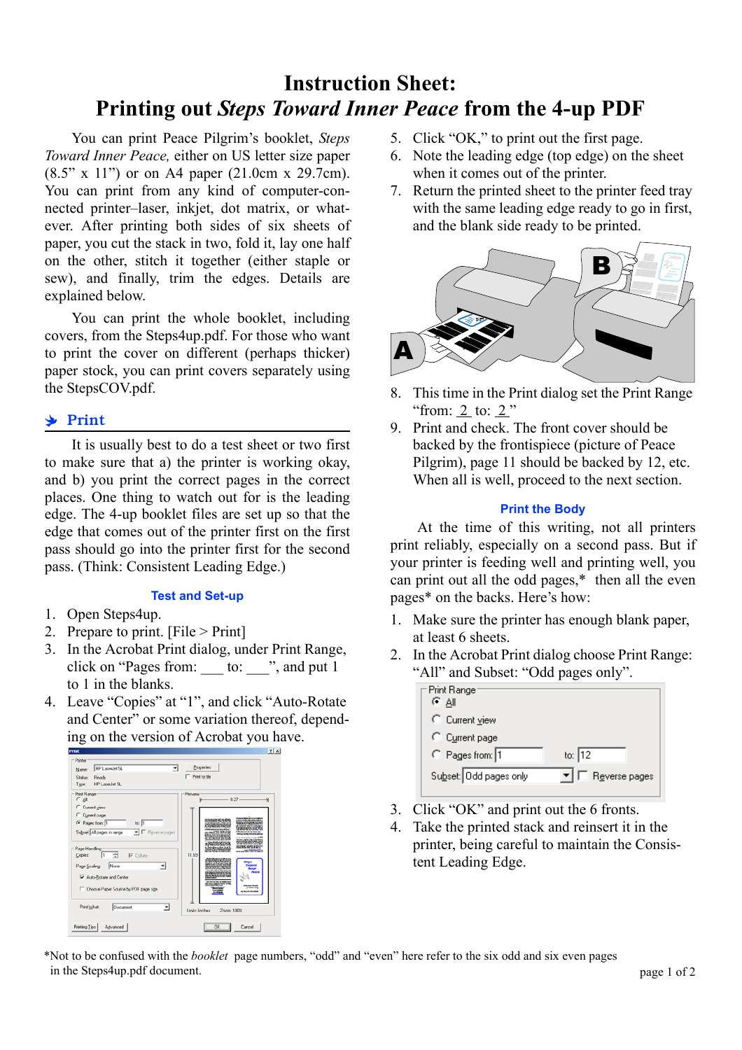# Instruction Sheet:
# Printing out *Steps Toward Inner Peace* from the 4-up PDF

You can print Peace Pilgrim's booklet, *Steps Toward Inner Peace,* either on US letter size paper (8.5" x 11") or on A4 paper (21.0cm x 29.7cm). You can print from any kind of computer-connected printer–laser, inkjet, dot matrix, or whatever. After printing both sides of six sheets of paper, you cut the stack in two, fold it, lay one half on the other, stitch it together (either staple or sew), and finally, trim the edges. Details are explained below.

You can print the whole booklet, including covers, from the Steps4up.pdf. For those who want to print the cover on different (perhaps thicker) paper stock, you can print covers separately using the StepsCOV.pdf.

## Print

It is usually best to do a test sheet or two first to make sure that a) the printer is working okay, and b) you print the correct pages in the correct places. One thing to watch out for is the leading edge. The 4-up booklet files are set up so that the edge that comes out of the printer first on the first pass should go into the printer first for the second pass. (Think: Consistent Leading Edge.)

### Test and Set-up

1. Open Steps4up.
2. Prepare to print. [File > Print]
3. In the Acrobat Print dialog, under Print Range, click on "Pages from: ___ to: ___", and put 1 to 1 in the blanks.
4. Leave "Copies" at "1", and click "Auto-Rotate and Center" or some variation thereof, depending on the version of Acrobat you have.
5. Click "OK," to print out the first page.
6. Note the leading edge (top edge) on the sheet when it comes out of the printer.
7. Return the printed sheet to the printer feed tray with the same leading edge ready to go in first, and the blank side ready to be printed.
8. This time in the Print dialog set the Print Range "from: 2 to: 2"
9. Print and check. The front cover should be backed by the frontispiece (picture of Peace Pilgrim), page 11 should be backed by 12, etc. When all is well, proceed to the next section.

### Print the Body

At the time of this writing, not all printers print reliably, especially on a second pass. But if your printer is feeding well and printing well, you can print out all the odd pages,* then all the even pages* on the backs. Here's how:

1. Make sure the printer has enough blank paper, at least 6 sheets.
2. In the Acrobat Print dialog choose Print Range: "All" and Subset: "Odd pages only".
3. Click "OK" and print out the 6 fronts.
4. Take the printed stack and reinsert it in the printer, being careful to maintain the Consistent Leading Edge.

*Not to be confused with the *booklet* page numbers, "odd" and "even" here refer to the six odd and six even pages in the Steps4up.pdf document.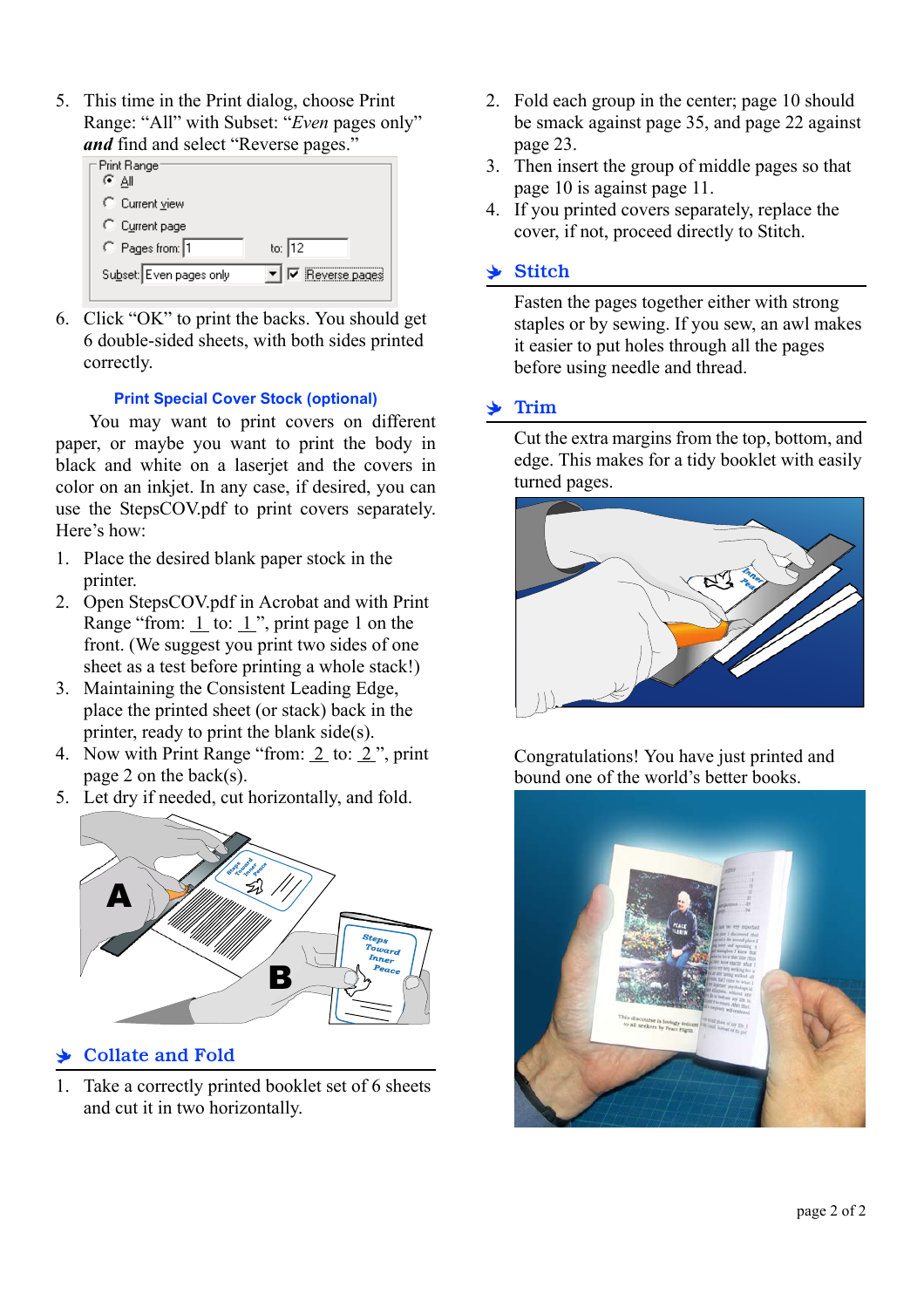5. This time in the Print dialog, choose Print Range: “All” with Subset: “*Even* pages only” ***and*** find and select “Reverse pages.”

6. Click “OK” to print the backs. You should get 6 double-sided sheets, with both sides printed correctly.

### Print Special Cover Stock (optional)

You may want to print covers on different paper, or maybe you want to print the body in black and white on a laserjet and the covers in color on an inkjet. In any case, if desired, you can use the StepsCOV.pdf to print covers separately. Here’s how:

1. Place the desired blank paper stock in the printer.
2. Open StepsCOV.pdf in Acrobat and with Print Range “from: 1 to: 1”, print page 1 on the front. (We suggest you print two sides of one sheet as a test before printing a whole stack!)
3. Maintaining the Consistent Leading Edge, place the printed sheet (or stack) back in the printer, ready to print the blank side(s).
4. Now with Print Range “from: 2 to: 2”, print page 2 on the back(s).
5. Let dry if needed, cut horizontally, and fold.

## Collate and Fold

1. Take a correctly printed booklet set of 6 sheets and cut it in two horizontally.
2. Fold each group in the center; page 10 should be smack against page 35, and page 22 against page 23.
3. Then insert the group of middle pages so that page 10 is against page 11.
4. If you printed covers separately, replace the cover, if not, proceed directly to Stitch.

## Stitch

Fasten the pages together either with strong staples or by sewing. If you sew, an awl makes it easier to put holes through all the pages before using needle and thread.

## Trim

Cut the extra margins from the top, bottom, and edge. This makes for a tidy booklet with easily turned pages.

Congratulations! You have just printed and bound one of the world’s better books.